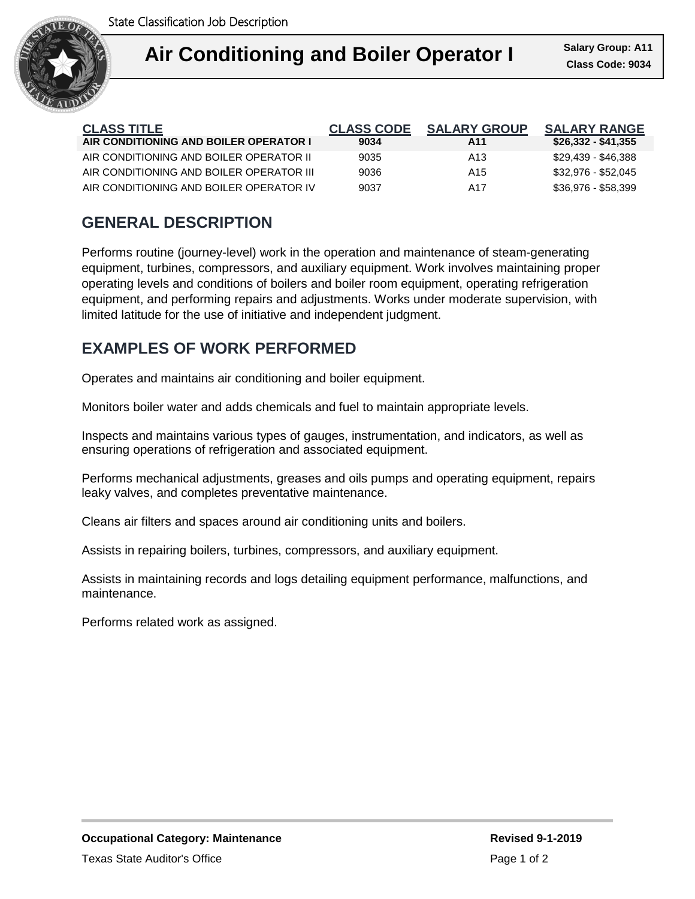State Classification Job Description

# Air Conditioning and Boiler Operator I

**Salary Group: A11**
**Class Code: 9034**

| CLASS TITLE | CLASS CODE | SALARY GROUP | SALARY RANGE |
|---|---|---|---|
| **AIR CONDITIONING AND BOILER OPERATOR I** | **9034** | **A11** | **$26,332 - $41,355** |
| AIR CONDITIONING AND BOILER OPERATOR II | 9035 | A13 | $29,439 - $46,388 |
| AIR CONDITIONING AND BOILER OPERATOR III | 9036 | A15 | $32,976 - $52,045 |
| AIR CONDITIONING AND BOILER OPERATOR IV | 9037 | A17 | $36,976 - $58,399 |

## GENERAL DESCRIPTION

Performs routine (journey-level) work in the operation and maintenance of steam-generating equipment, turbines, compressors, and auxiliary equipment. Work involves maintaining proper operating levels and conditions of boilers and boiler room equipment, operating refrigeration equipment, and performing repairs and adjustments. Works under moderate supervision, with limited latitude for the use of initiative and independent judgment.

## EXAMPLES OF WORK PERFORMED

Operates and maintains air conditioning and boiler equipment.

Monitors boiler water and adds chemicals and fuel to maintain appropriate levels.

Inspects and maintains various types of gauges, instrumentation, and indicators, as well as ensuring operations of refrigeration and associated equipment.

Performs mechanical adjustments, greases and oils pumps and operating equipment, repairs leaky valves, and completes preventative maintenance.

Cleans air filters and spaces around air conditioning units and boilers.

Assists in repairing boilers, turbines, compressors, and auxiliary equipment.

Assists in maintaining records and logs detailing equipment performance, malfunctions, and maintenance.

Performs related work as assigned.

**Occupational Category: Maintenance**

**Revised 9-1-2019**

Texas State Auditor's Office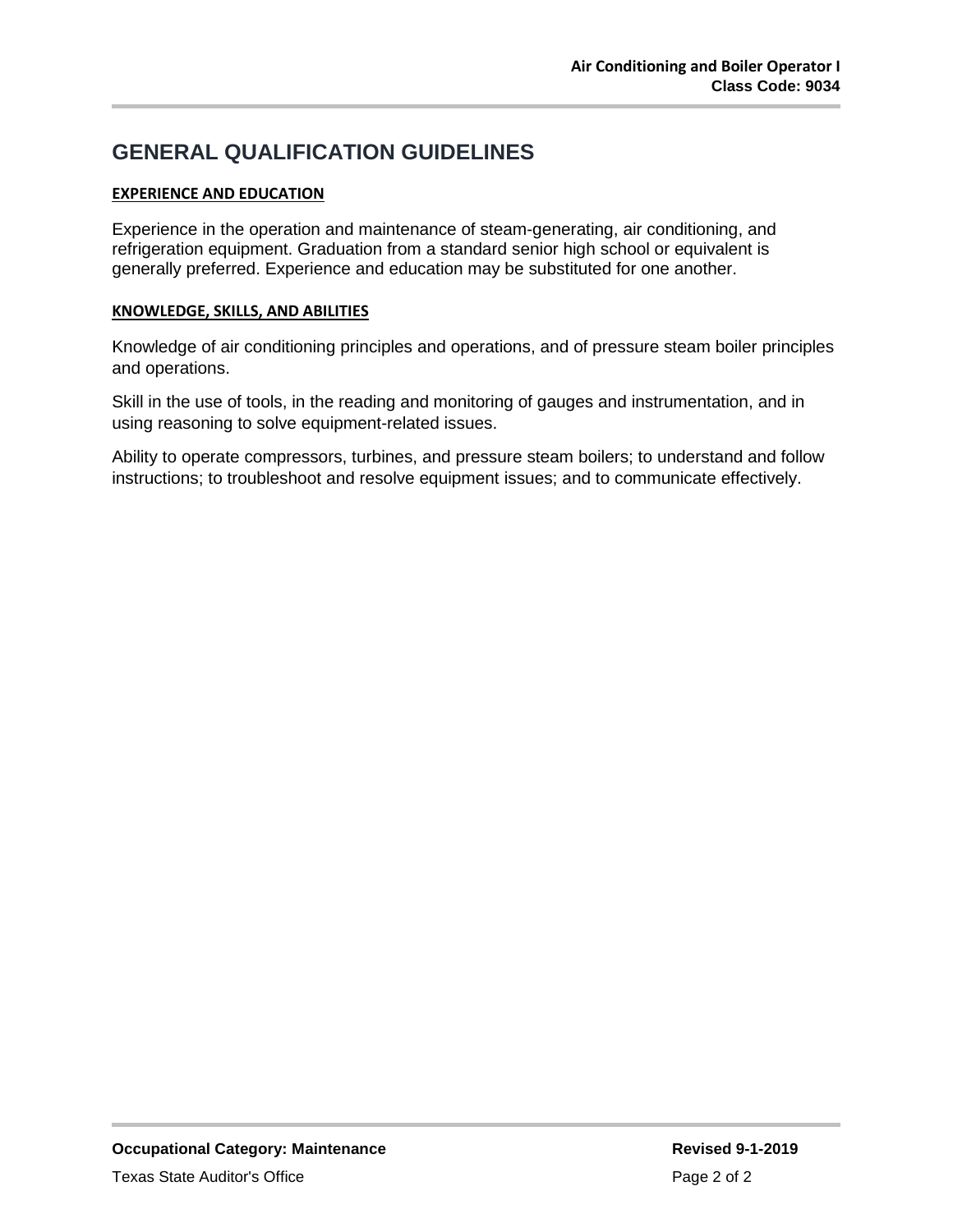## GENERAL QUALIFICATION GUIDELINES

### EXPERIENCE AND EDUCATION

Experience in the operation and maintenance of steam-generating, air conditioning, and refrigeration equipment. Graduation from a standard senior high school or equivalent is generally preferred. Experience and education may be substituted for one another.

### KNOWLEDGE, SKILLS, AND ABILITIES

Knowledge of air conditioning principles and operations, and of pressure steam boiler principles and operations.

Skill in the use of tools, in the reading and monitoring of gauges and instrumentation, and in using reasoning to solve equipment-related issues.

Ability to operate compressors, turbines, and pressure steam boilers; to understand and follow instructions; to troubleshoot and resolve equipment issues; and to communicate effectively.